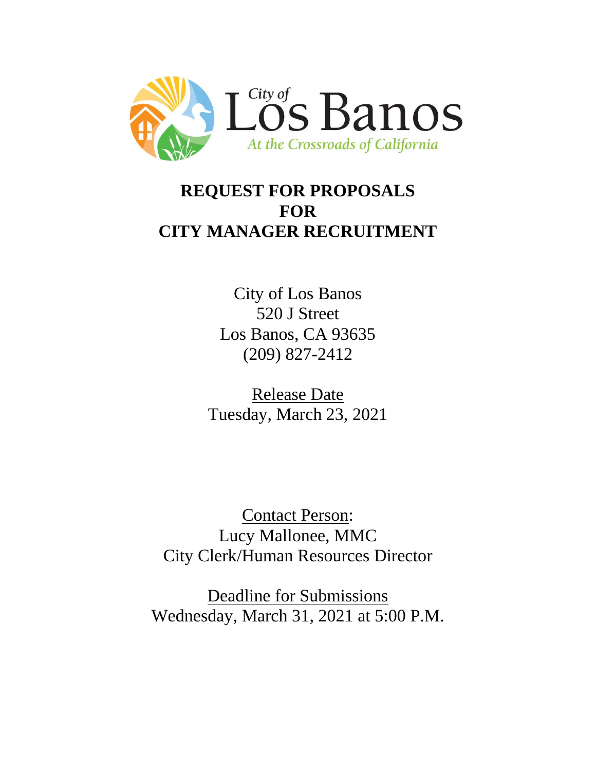City of Los Banos

*At the Crossroads of California*

# REQUEST FOR PROPOSALS FOR CITY MANAGER RECRUITMENT

City of Los Banos
520 J Street
Los Banos, CA 93635
(209) 827-2412

Release Date
Tuesday, March 23, 2021

Contact Person:
Lucy Mallonee, MMC
City Clerk/Human Resources Director

Deadline for Submissions
Wednesday, March 31, 2021 at 5:00 P.M.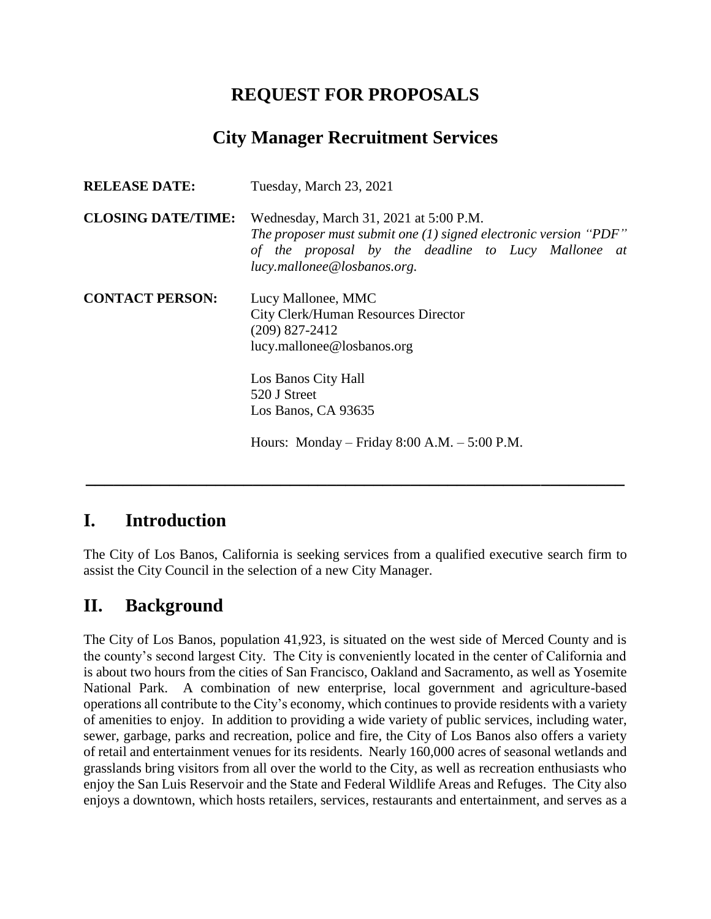# REQUEST FOR PROPOSALS

## City Manager Recruitment Services

**RELEASE DATE:** Tuesday, March 23, 2021

**CLOSING DATE/TIME:** Wednesday, March 31, 2021 at 5:00 P.M.
*The proposer must submit one (1) signed electronic version "PDF" of the proposal by the deadline to Lucy Mallonee at lucy.mallonee@losbanos.org.*

**CONTACT PERSON:** Lucy Mallonee, MMC
City Clerk/Human Resources Director
(209) 827-2412
lucy.mallonee@losbanos.org

Los Banos City Hall
520 J Street
Los Banos, CA 93635

Hours: Monday – Friday 8:00 A.M. – 5:00 P.M.

---

## I. Introduction

The City of Los Banos, California is seeking services from a qualified executive search firm to assist the City Council in the selection of a new City Manager.

## II. Background

The City of Los Banos, population 41,923, is situated on the west side of Merced County and is the county's second largest City. The City is conveniently located in the center of California and is about two hours from the cities of San Francisco, Oakland and Sacramento, as well as Yosemite National Park. A combination of new enterprise, local government and agriculture-based operations all contribute to the City's economy, which continues to provide residents with a variety of amenities to enjoy. In addition to providing a wide variety of public services, including water, sewer, garbage, parks and recreation, police and fire, the City of Los Banos also offers a variety of retail and entertainment venues for its residents. Nearly 160,000 acres of seasonal wetlands and grasslands bring visitors from all over the world to the City, as well as recreation enthusiasts who enjoy the San Luis Reservoir and the State and Federal Wildlife Areas and Refuges. The City also enjoys a downtown, which hosts retailers, services, restaurants and entertainment, and serves as a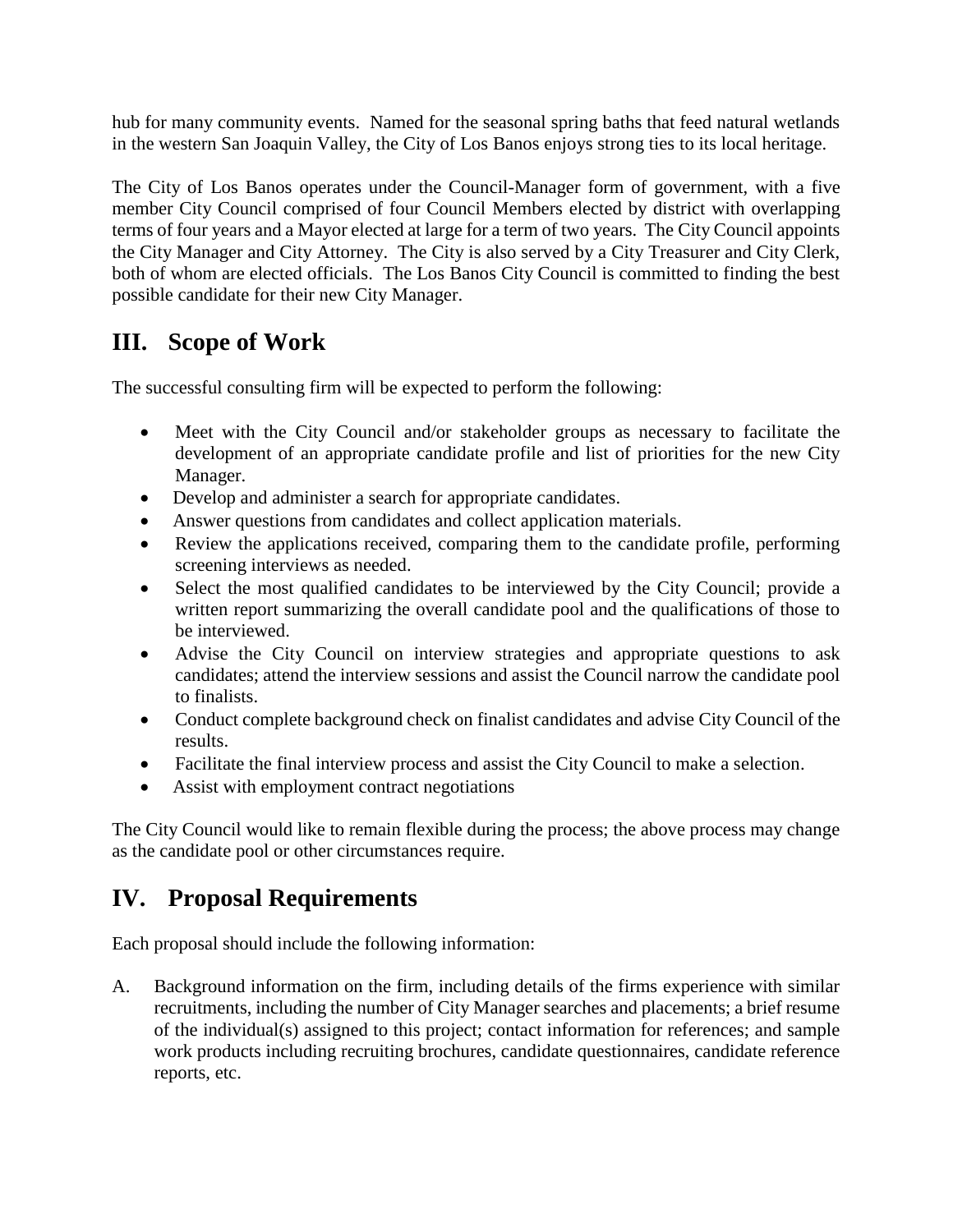hub for many community events. Named for the seasonal spring baths that feed natural wetlands in the western San Joaquin Valley, the City of Los Banos enjoys strong ties to its local heritage.

The City of Los Banos operates under the Council-Manager form of government, with a five member City Council comprised of four Council Members elected by district with overlapping terms of four years and a Mayor elected at large for a term of two years. The City Council appoints the City Manager and City Attorney. The City is also served by a City Treasurer and City Clerk, both of whom are elected officials. The Los Banos City Council is committed to finding the best possible candidate for their new City Manager.

## III. Scope of Work

The successful consulting firm will be expected to perform the following:

- Meet with the City Council and/or stakeholder groups as necessary to facilitate the development of an appropriate candidate profile and list of priorities for the new City Manager.
- Develop and administer a search for appropriate candidates.
- Answer questions from candidates and collect application materials.
- Review the applications received, comparing them to the candidate profile, performing screening interviews as needed.
- Select the most qualified candidates to be interviewed by the City Council; provide a written report summarizing the overall candidate pool and the qualifications of those to be interviewed.
- Advise the City Council on interview strategies and appropriate questions to ask candidates; attend the interview sessions and assist the Council narrow the candidate pool to finalists.
- Conduct complete background check on finalist candidates and advise City Council of the results.
- Facilitate the final interview process and assist the City Council to make a selection.
- Assist with employment contract negotiations

The City Council would like to remain flexible during the process; the above process may change as the candidate pool or other circumstances require.

## IV. Proposal Requirements

Each proposal should include the following information:

A. Background information on the firm, including details of the firms experience with similar recruitments, including the number of City Manager searches and placements; a brief resume of the individual(s) assigned to this project; contact information for references; and sample work products including recruiting brochures, candidate questionnaires, candidate reference reports, etc.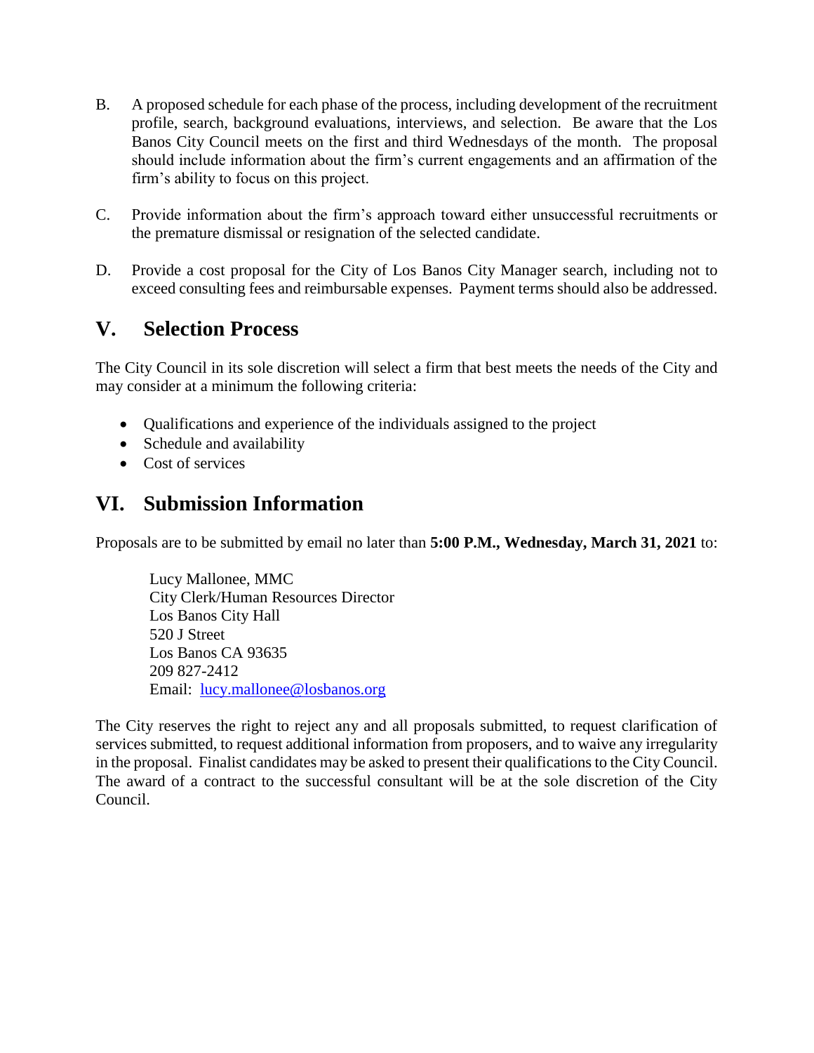B. A proposed schedule for each phase of the process, including development of the recruitment profile, search, background evaluations, interviews, and selection. Be aware that the Los Banos City Council meets on the first and third Wednesdays of the month. The proposal should include information about the firm's current engagements and an affirmation of the firm's ability to focus on this project.

C. Provide information about the firm's approach toward either unsuccessful recruitments or the premature dismissal or resignation of the selected candidate.

D. Provide a cost proposal for the City of Los Banos City Manager search, including not to exceed consulting fees and reimbursable expenses. Payment terms should also be addressed.

## V. Selection Process

The City Council in its sole discretion will select a firm that best meets the needs of the City and may consider at a minimum the following criteria:

- Qualifications and experience of the individuals assigned to the project
- Schedule and availability
- Cost of services

## VI. Submission Information

Proposals are to be submitted by email no later than **5:00 P.M., Wednesday, March 31, 2021** to:

Lucy Mallonee, MMC
City Clerk/Human Resources Director
Los Banos City Hall
520 J Street
Los Banos CA 93635
209 827-2412
Email: lucy.mallonee@losbanos.org

The City reserves the right to reject any and all proposals submitted, to request clarification of services submitted, to request additional information from proposers, and to waive any irregularity in the proposal. Finalist candidates may be asked to present their qualifications to the City Council. The award of a contract to the successful consultant will be at the sole discretion of the City Council.